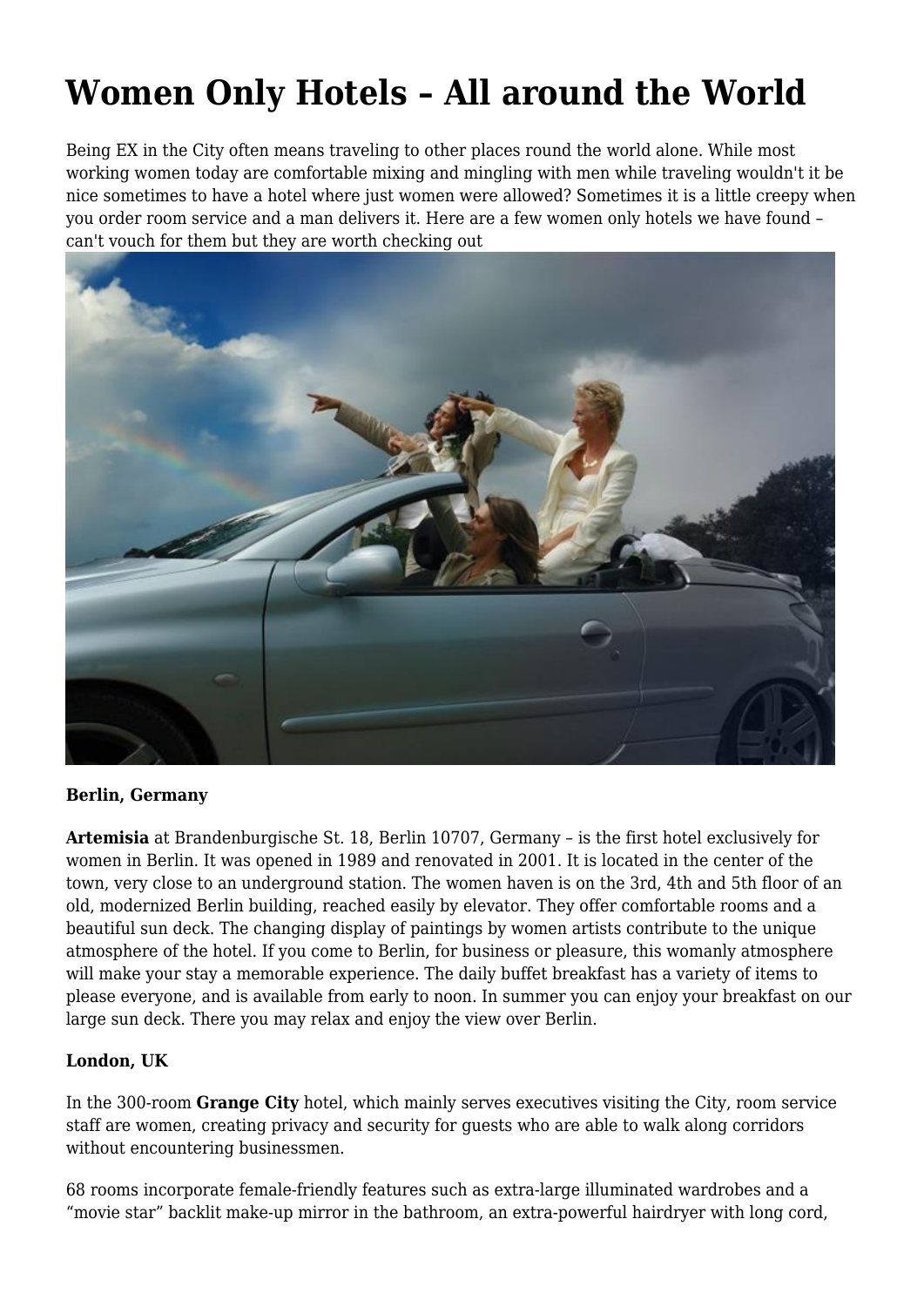# Women Only Hotels – All around the World

Being EX in the City often means traveling to other places round the world alone. While most working women today are comfortable mixing and mingling with men while traveling wouldn't it be nice sometimes to have a hotel where just women were allowed? Sometimes it is a little creepy when you order room service and a man delivers it. Here are a few women only hotels we have found – can't vouch for them but they are worth checking out

**Berlin, Germany**

**Artemisia** at Brandenburgische St. 18, Berlin 10707, Germany – is the first hotel exclusively for women in Berlin. It was opened in 1989 and renovated in 2001. It is located in the center of the town, very close to an underground station. The women haven is on the 3rd, 4th and 5th floor of an old, modernized Berlin building, reached easily by elevator. They offer comfortable rooms and a beautiful sun deck. The changing display of paintings by women artists contribute to the unique atmosphere of the hotel. If you come to Berlin, for business or pleasure, this womanly atmosphere will make your stay a memorable experience. The daily buffet breakfast has a variety of items to please everyone, and is available from early to noon. In summer you can enjoy your breakfast on our large sun deck. There you may relax and enjoy the view over Berlin.

**London, UK**

In the 300-room **Grange City** hotel, which mainly serves executives visiting the City, room service staff are women, creating privacy and security for guests who are able to walk along corridors without encountering businessmen.

68 rooms incorporate female-friendly features such as extra-large illuminated wardrobes and a "movie star" backlit make-up mirror in the bathroom, an extra-powerful hairdryer with long cord,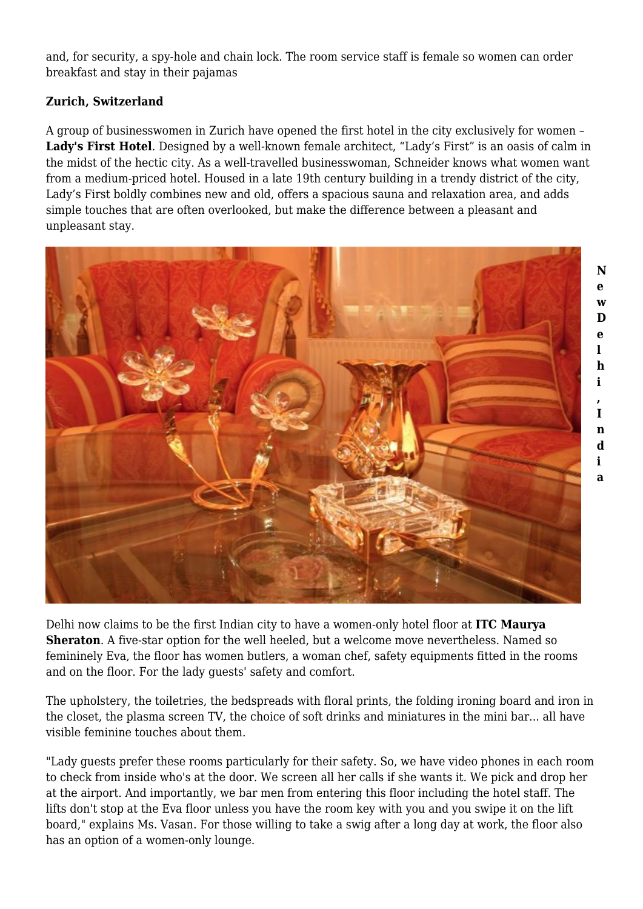and, for security, a spy-hole and chain lock. The room service staff is female so women can order breakfast and stay in their pajamas

**Zurich, Switzerland**

A group of businesswomen in Zurich have opened the first hotel in the city exclusively for women – **Lady's First Hotel**. Designed by a well-known female architect, "Lady's First" is an oasis of calm in the midst of the hectic city. As a well-travelled businesswoman, Schneider knows what women want from a medium-priced hotel. Housed in a late 19th century building in a trendy district of the city, Lady's First boldly combines new and old, offers a spacious sauna and relaxation area, and adds simple touches that are often overlooked, but make the difference between a pleasant and unpleasant stay.

**New Delhi, India**

Delhi now claims to be the first Indian city to have a women-only hotel floor at **ITC Maurya Sheraton**. A five-star option for the well heeled, but a welcome move nevertheless. Named so femininely Eva, the floor has women butlers, a woman chef, safety equipments fitted in the rooms and on the floor. For the lady guests' safety and comfort.

The upholstery, the toiletries, the bedspreads with floral prints, the folding ironing board and iron in the closet, the plasma screen TV, the choice of soft drinks and miniatures in the mini bar... all have visible feminine touches about them.

"Lady guests prefer these rooms particularly for their safety. So, we have video phones in each room to check from inside who's at the door. We screen all her calls if she wants it. We pick and drop her at the airport. And importantly, we bar men from entering this floor including the hotel staff. The lifts don't stop at the Eva floor unless you have the room key with you and you swipe it on the lift board," explains Ms. Vasan. For those willing to take a swig after a long day at work, the floor also has an option of a women-only lounge.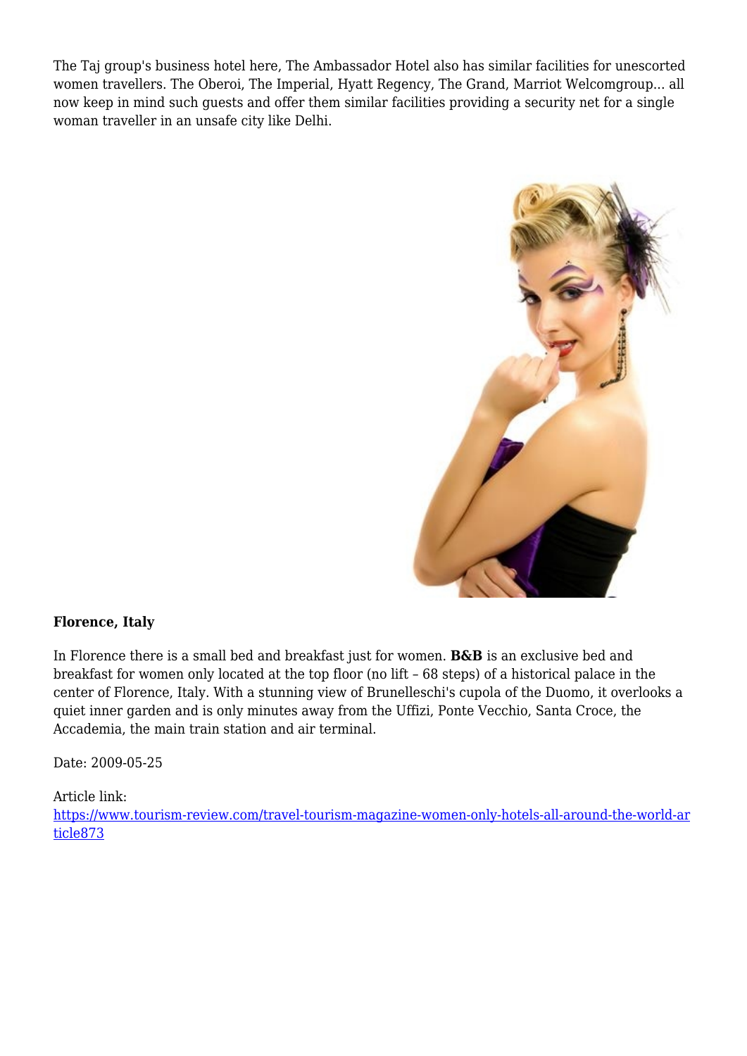The Taj group's business hotel here, The Ambassador Hotel also has similar facilities for unescorted women travellers. The Oberoi, The Imperial, Hyatt Regency, The Grand, Marriot Welcomgroup... all now keep in mind such guests and offer them similar facilities providing a security net for a single woman traveller in an unsafe city like Delhi.

**Florence, Italy**

In Florence there is a small bed and breakfast just for women. **B&B** is an exclusive bed and breakfast for women only located at the top floor (no lift – 68 steps) of a historical palace in the center of Florence, Italy. With a stunning view of Brunelleschi's cupola of the Duomo, it overlooks a quiet inner garden and is only minutes away from the Uffizi, Ponte Vecchio, Santa Croce, the Accademia, the main train station and air terminal.

Date: 2009-05-25

Article link:
[https://www.tourism-review.com/travel-tourism-magazine-women-only-hotels-all-around-the-world-article873](https://www.tourism-review.com/travel-tourism-magazine-women-only-hotels-all-around-the-world-article873)